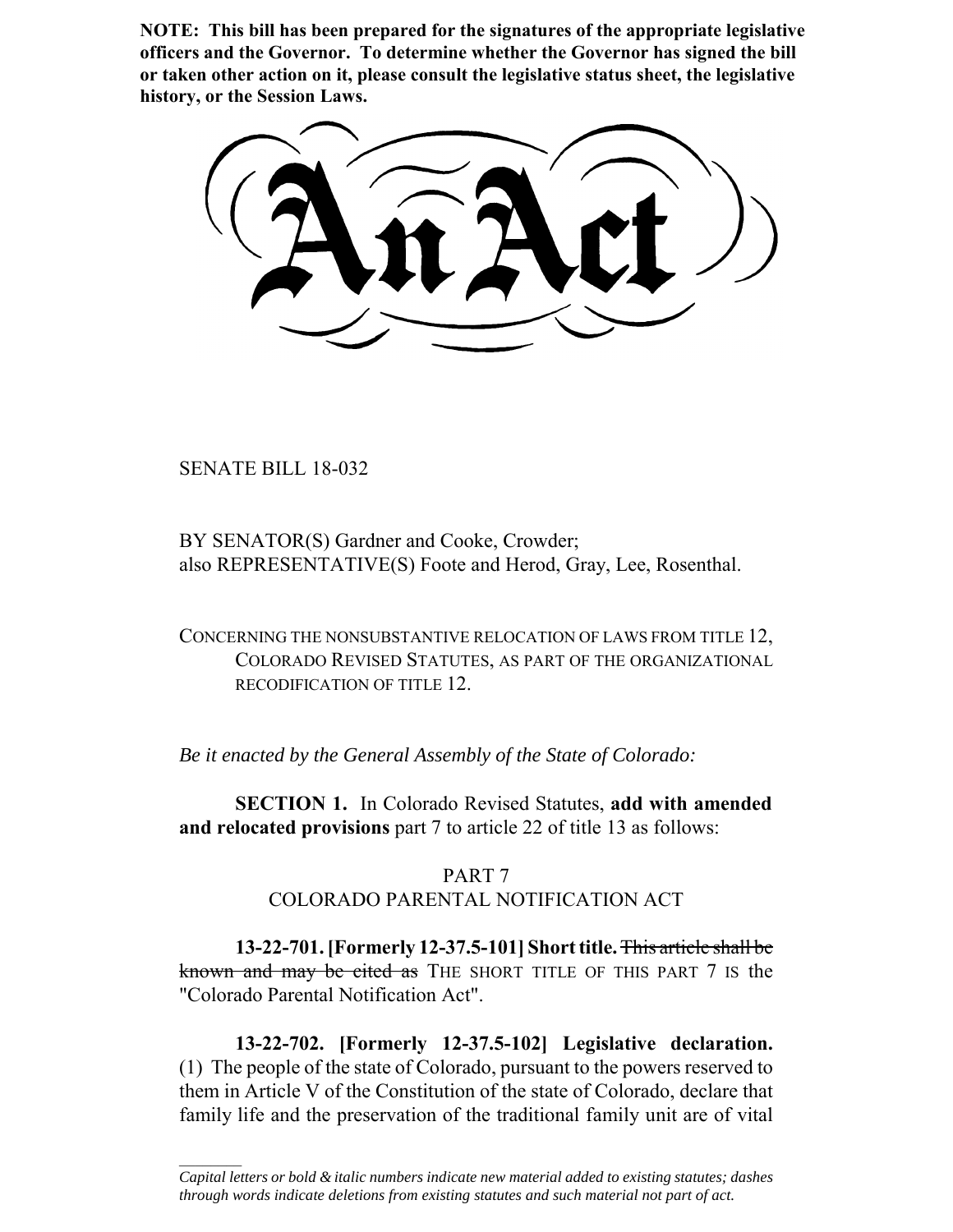**NOTE: This bill has been prepared for the signatures of the appropriate legislative officers and the Governor. To determine whether the Governor has signed the bill or taken other action on it, please consult the legislative status sheet, the legislative history, or the Session Laws.**

# An Act

SENATE BILL 18-032

BY SENATOR(S) Gardner and Cooke, Crowder;
also REPRESENTATIVE(S) Foote and Herod, Gray, Lee, Rosenthal.

CONCERNING THE NONSUBSTANTIVE RELOCATION OF LAWS FROM TITLE 12, COLORADO REVISED STATUTES, AS PART OF THE ORGANIZATIONAL RECODIFICATION OF TITLE 12.

*Be it enacted by the General Assembly of the State of Colorado:*

**SECTION 1.** In Colorado Revised Statutes, **add with amended and relocated provisions** part 7 to article 22 of title 13 as follows:

PART 7
COLORADO PARENTAL NOTIFICATION ACT

**13-22-701. [Formerly 12-37.5-101] Short title.** ~~This article shall be known and may be cited as~~ THE SHORT TITLE OF THIS PART 7 IS the "Colorado Parental Notification Act".

**13-22-702. [Formerly 12-37.5-102] Legislative declaration.** (1) The people of the state of Colorado, pursuant to the powers reserved to them in Article V of the Constitution of the state of Colorado, declare that family life and the preservation of the traditional family unit are of vital

---

*Capital letters or bold & italic numbers indicate new material added to existing statutes; dashes through words indicate deletions from existing statutes and such material not part of act.*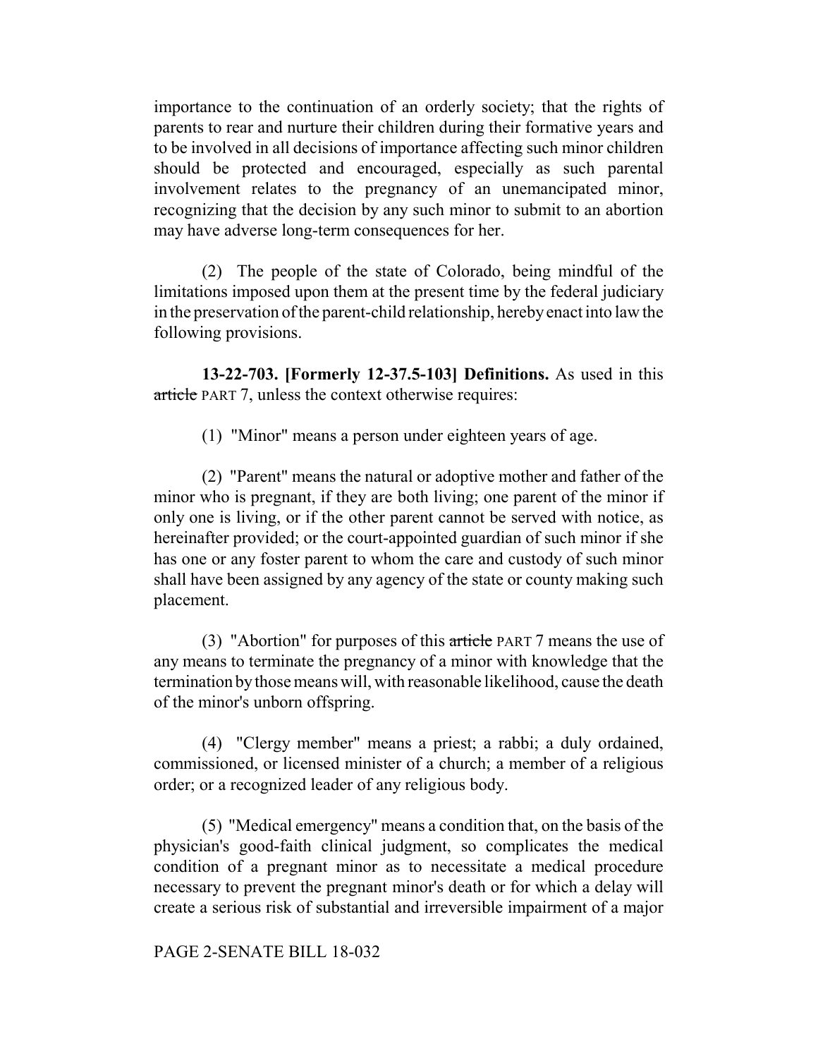importance to the continuation of an orderly society; that the rights of parents to rear and nurture their children during their formative years and to be involved in all decisions of importance affecting such minor children should be protected and encouraged, especially as such parental involvement relates to the pregnancy of an unemancipated minor, recognizing that the decision by any such minor to submit to an abortion may have adverse long-term consequences for her.

(2) The people of the state of Colorado, being mindful of the limitations imposed upon them at the present time by the federal judiciary in the preservation of the parent-child relationship, hereby enact into law the following provisions.

**13-22-703. [Formerly 12-37.5-103] Definitions.** As used in this ~~article~~ PART 7, unless the context otherwise requires:

(1) "Minor" means a person under eighteen years of age.

(2) "Parent" means the natural or adoptive mother and father of the minor who is pregnant, if they are both living; one parent of the minor if only one is living, or if the other parent cannot be served with notice, as hereinafter provided; or the court-appointed guardian of such minor if she has one or any foster parent to whom the care and custody of such minor shall have been assigned by any agency of the state or county making such placement.

(3) "Abortion" for purposes of this ~~article~~ PART 7 means the use of any means to terminate the pregnancy of a minor with knowledge that the termination by those means will, with reasonable likelihood, cause the death of the minor's unborn offspring.

(4) "Clergy member" means a priest; a rabbi; a duly ordained, commissioned, or licensed minister of a church; a member of a religious order; or a recognized leader of any religious body.

(5) "Medical emergency" means a condition that, on the basis of the physician's good-faith clinical judgment, so complicates the medical condition of a pregnant minor as to necessitate a medical procedure necessary to prevent the pregnant minor's death or for which a delay will create a serious risk of substantial and irreversible impairment of a major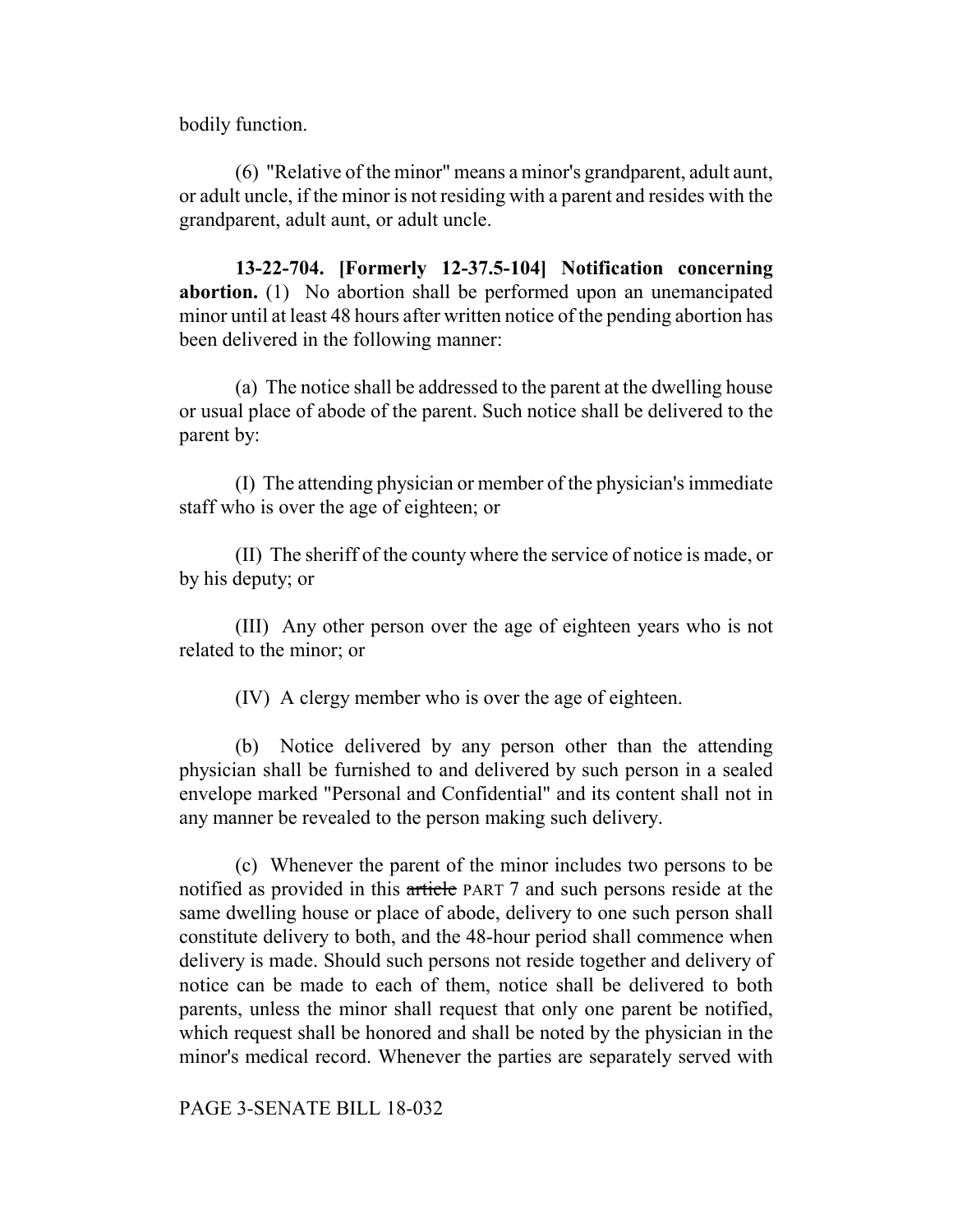bodily function.

(6) "Relative of the minor" means a minor's grandparent, adult aunt, or adult uncle, if the minor is not residing with a parent and resides with the grandparent, adult aunt, or adult uncle.

**13-22-704. [Formerly 12-37.5-104] Notification concerning abortion.** (1) No abortion shall be performed upon an unemancipated minor until at least 48 hours after written notice of the pending abortion has been delivered in the following manner:

(a) The notice shall be addressed to the parent at the dwelling house or usual place of abode of the parent. Such notice shall be delivered to the parent by:

(I) The attending physician or member of the physician's immediate staff who is over the age of eighteen; or

(II) The sheriff of the county where the service of notice is made, or by his deputy; or

(III) Any other person over the age of eighteen years who is not related to the minor; or

(IV) A clergy member who is over the age of eighteen.

(b) Notice delivered by any person other than the attending physician shall be furnished to and delivered by such person in a sealed envelope marked "Personal and Confidential" and its content shall not in any manner be revealed to the person making such delivery.

(c) Whenever the parent of the minor includes two persons to be notified as provided in this ~~article~~ PART 7 and such persons reside at the same dwelling house or place of abode, delivery to one such person shall constitute delivery to both, and the 48-hour period shall commence when delivery is made. Should such persons not reside together and delivery of notice can be made to each of them, notice shall be delivered to both parents, unless the minor shall request that only one parent be notified, which request shall be honored and shall be noted by the physician in the minor's medical record. Whenever the parties are separately served with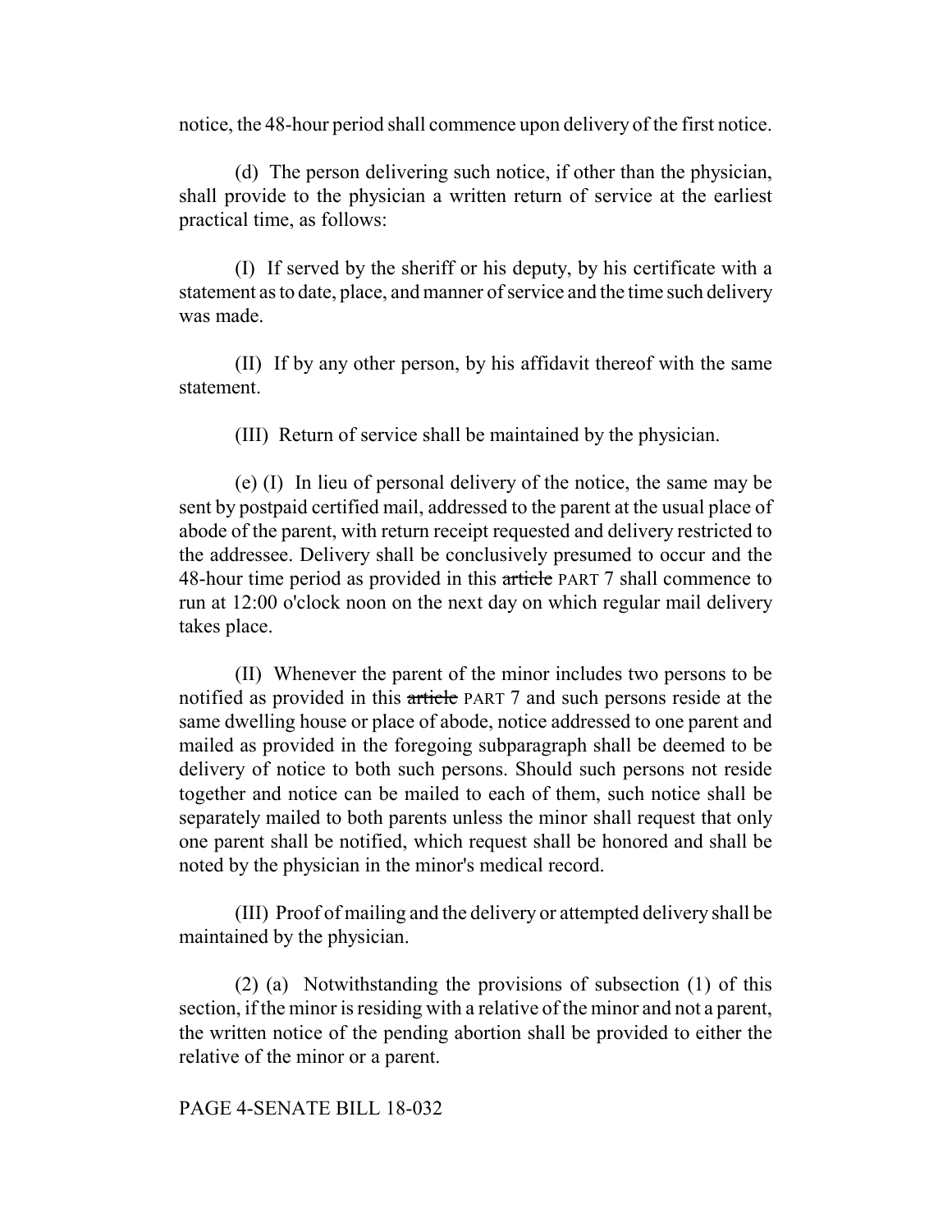notice, the 48-hour period shall commence upon delivery of the first notice.

(d) The person delivering such notice, if other than the physician, shall provide to the physician a written return of service at the earliest practical time, as follows:

(I) If served by the sheriff or his deputy, by his certificate with a statement as to date, place, and manner of service and the time such delivery was made.

(II) If by any other person, by his affidavit thereof with the same statement.

(III) Return of service shall be maintained by the physician.

(e) (I) In lieu of personal delivery of the notice, the same may be sent by postpaid certified mail, addressed to the parent at the usual place of abode of the parent, with return receipt requested and delivery restricted to the addressee. Delivery shall be conclusively presumed to occur and the 48-hour time period as provided in this ~~article~~ PART 7 shall commence to run at 12:00 o'clock noon on the next day on which regular mail delivery takes place.

(II) Whenever the parent of the minor includes two persons to be notified as provided in this ~~article~~ PART 7 and such persons reside at the same dwelling house or place of abode, notice addressed to one parent and mailed as provided in the foregoing subparagraph shall be deemed to be delivery of notice to both such persons. Should such persons not reside together and notice can be mailed to each of them, such notice shall be separately mailed to both parents unless the minor shall request that only one parent shall be notified, which request shall be honored and shall be noted by the physician in the minor's medical record.

(III) Proof of mailing and the delivery or attempted delivery shall be maintained by the physician.

(2) (a) Notwithstanding the provisions of subsection (1) of this section, if the minor is residing with a relative of the minor and not a parent, the written notice of the pending abortion shall be provided to either the relative of the minor or a parent.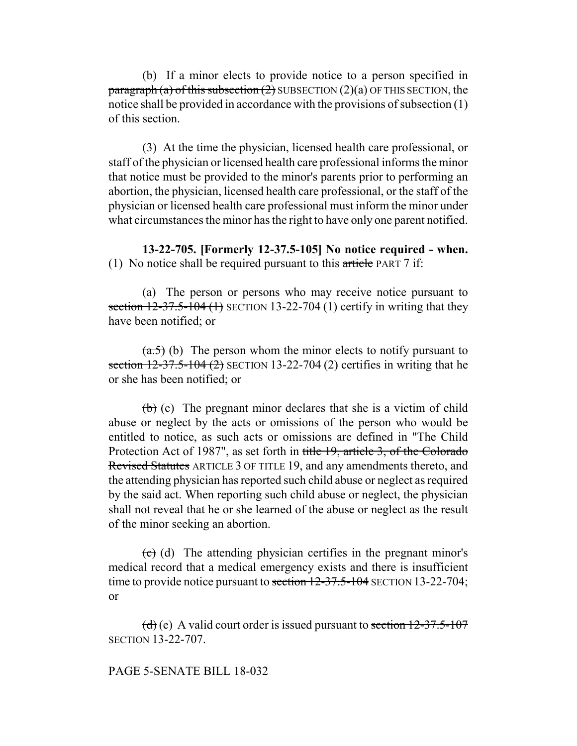(b) If a minor elects to provide notice to a person specified in ~~paragraph (a) of this subsection (2)~~ SUBSECTION (2)(a) OF THIS SECTION, the notice shall be provided in accordance with the provisions of subsection (1) of this section.

(3) At the time the physician, licensed health care professional, or staff of the physician or licensed health care professional informs the minor that notice must be provided to the minor's parents prior to performing an abortion, the physician, licensed health care professional, or the staff of the physician or licensed health care professional must inform the minor under what circumstances the minor has the right to have only one parent notified.

**13-22-705. [Formerly 12-37.5-105] No notice required - when.** (1) No notice shall be required pursuant to this ~~article~~ PART 7 if:

(a) The person or persons who may receive notice pursuant to ~~section 12-37.5-104 (1)~~ SECTION 13-22-704 (1) certify in writing that they have been notified; or

~~(a.5)~~ (b) The person whom the minor elects to notify pursuant to ~~section 12-37.5-104 (2)~~ SECTION 13-22-704 (2) certifies in writing that he or she has been notified; or

~~(b)~~ (c) The pregnant minor declares that she is a victim of child abuse or neglect by the acts or omissions of the person who would be entitled to notice, as such acts or omissions are defined in "The Child Protection Act of 1987", as set forth in ~~title 19, article 3, of the Colorado Revised Statutes~~ ARTICLE 3 OF TITLE 19, and any amendments thereto, and the attending physician has reported such child abuse or neglect as required by the said act. When reporting such child abuse or neglect, the physician shall not reveal that he or she learned of the abuse or neglect as the result of the minor seeking an abortion.

~~(c)~~ (d) The attending physician certifies in the pregnant minor's medical record that a medical emergency exists and there is insufficient time to provide notice pursuant to ~~section 12-37.5-104~~ SECTION 13-22-704; or

~~(d)~~ (e) A valid court order is issued pursuant to ~~section 12-37.5-107~~ SECTION 13-22-707.

PAGE 5-SENATE BILL 18-032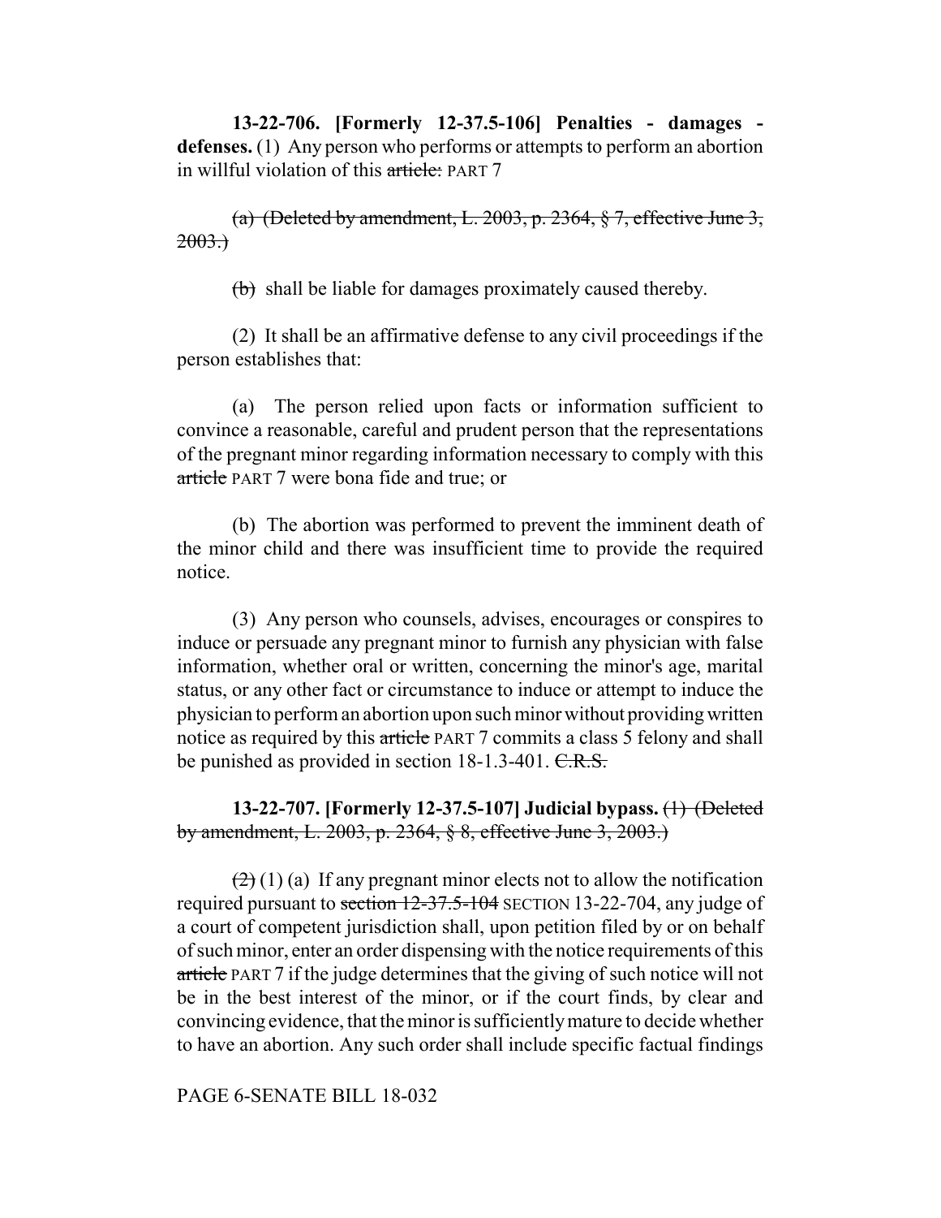**13-22-706. [Formerly 12-37.5-106] Penalties - damages - defenses.** (1) Any person who performs or attempts to perform an abortion in willful violation of this ~~article:~~ PART 7

~~(a) (Deleted by amendment, L. 2003, p. 2364, § 7, effective June 3, 2003.)~~

~~(b)~~ shall be liable for damages proximately caused thereby.

(2) It shall be an affirmative defense to any civil proceedings if the person establishes that:

(a) The person relied upon facts or information sufficient to convince a reasonable, careful and prudent person that the representations of the pregnant minor regarding information necessary to comply with this ~~article~~ PART 7 were bona fide and true; or

(b) The abortion was performed to prevent the imminent death of the minor child and there was insufficient time to provide the required notice.

(3) Any person who counsels, advises, encourages or conspires to induce or persuade any pregnant minor to furnish any physician with false information, whether oral or written, concerning the minor's age, marital status, or any other fact or circumstance to induce or attempt to induce the physician to perform an abortion upon such minor without providing written notice as required by this ~~article~~ PART 7 commits a class 5 felony and shall be punished as provided in section 18-1.3-401. ~~C.R.S.~~

**13-22-707. [Formerly 12-37.5-107] Judicial bypass.** ~~(1) (Deleted by amendment, L. 2003, p. 2364, § 8, effective June 3, 2003.)~~

~~(2)~~ (1) (a) If any pregnant minor elects not to allow the notification required pursuant to ~~section 12-37.5-104~~ SECTION 13-22-704, any judge of a court of competent jurisdiction shall, upon petition filed by or on behalf of such minor, enter an order dispensing with the notice requirements of this ~~article~~ PART 7 if the judge determines that the giving of such notice will not be in the best interest of the minor, or if the court finds, by clear and convincing evidence, that the minor is sufficiently mature to decide whether to have an abortion. Any such order shall include specific factual findings

PAGE 6-SENATE BILL 18-032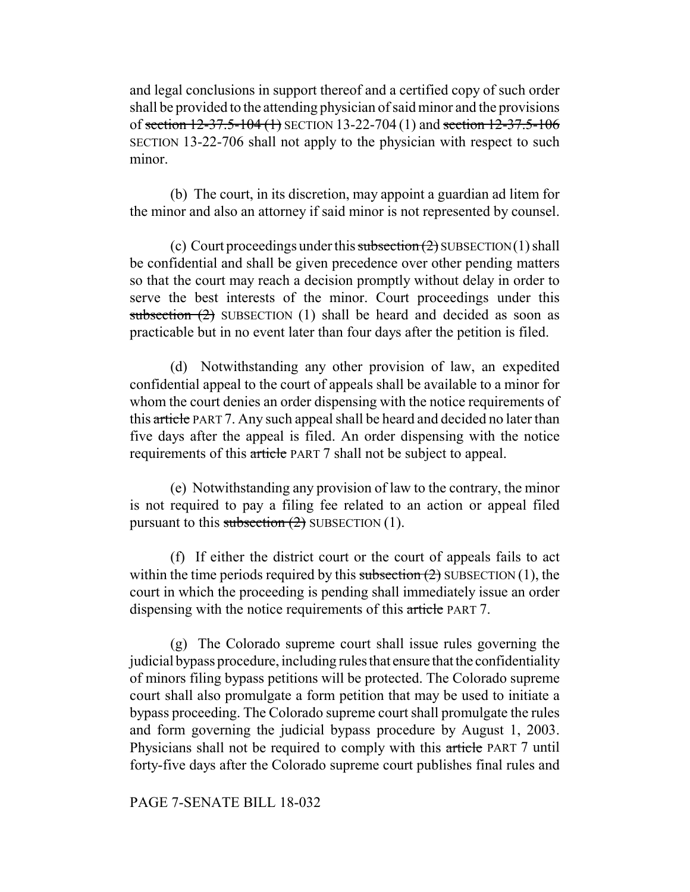and legal conclusions in support thereof and a certified copy of such order shall be provided to the attending physician of said minor and the provisions of ~~section 12-37.5-104 (1)~~ SECTION 13-22-704 (1) and ~~section 12-37.5-106~~ SECTION 13-22-706 shall not apply to the physician with respect to such minor.

(b) The court, in its discretion, may appoint a guardian ad litem for the minor and also an attorney if said minor is not represented by counsel.

(c) Court proceedings under this ~~subsection (2)~~ SUBSECTION (1) shall be confidential and shall be given precedence over other pending matters so that the court may reach a decision promptly without delay in order to serve the best interests of the minor. Court proceedings under this ~~subsection (2)~~ SUBSECTION (1) shall be heard and decided as soon as practicable but in no event later than four days after the petition is filed.

(d) Notwithstanding any other provision of law, an expedited confidential appeal to the court of appeals shall be available to a minor for whom the court denies an order dispensing with the notice requirements of this ~~article~~ PART 7. Any such appeal shall be heard and decided no later than five days after the appeal is filed. An order dispensing with the notice requirements of this ~~article~~ PART 7 shall not be subject to appeal.

(e) Notwithstanding any provision of law to the contrary, the minor is not required to pay a filing fee related to an action or appeal filed pursuant to this ~~subsection (2)~~ SUBSECTION (1).

(f) If either the district court or the court of appeals fails to act within the time periods required by this ~~subsection (2)~~ SUBSECTION (1), the court in which the proceeding is pending shall immediately issue an order dispensing with the notice requirements of this ~~article~~ PART 7.

(g) The Colorado supreme court shall issue rules governing the judicial bypass procedure, including rules that ensure that the confidentiality of minors filing bypass petitions will be protected. The Colorado supreme court shall also promulgate a form petition that may be used to initiate a bypass proceeding. The Colorado supreme court shall promulgate the rules and form governing the judicial bypass procedure by August 1, 2003. Physicians shall not be required to comply with this ~~article~~ PART 7 until forty-five days after the Colorado supreme court publishes final rules and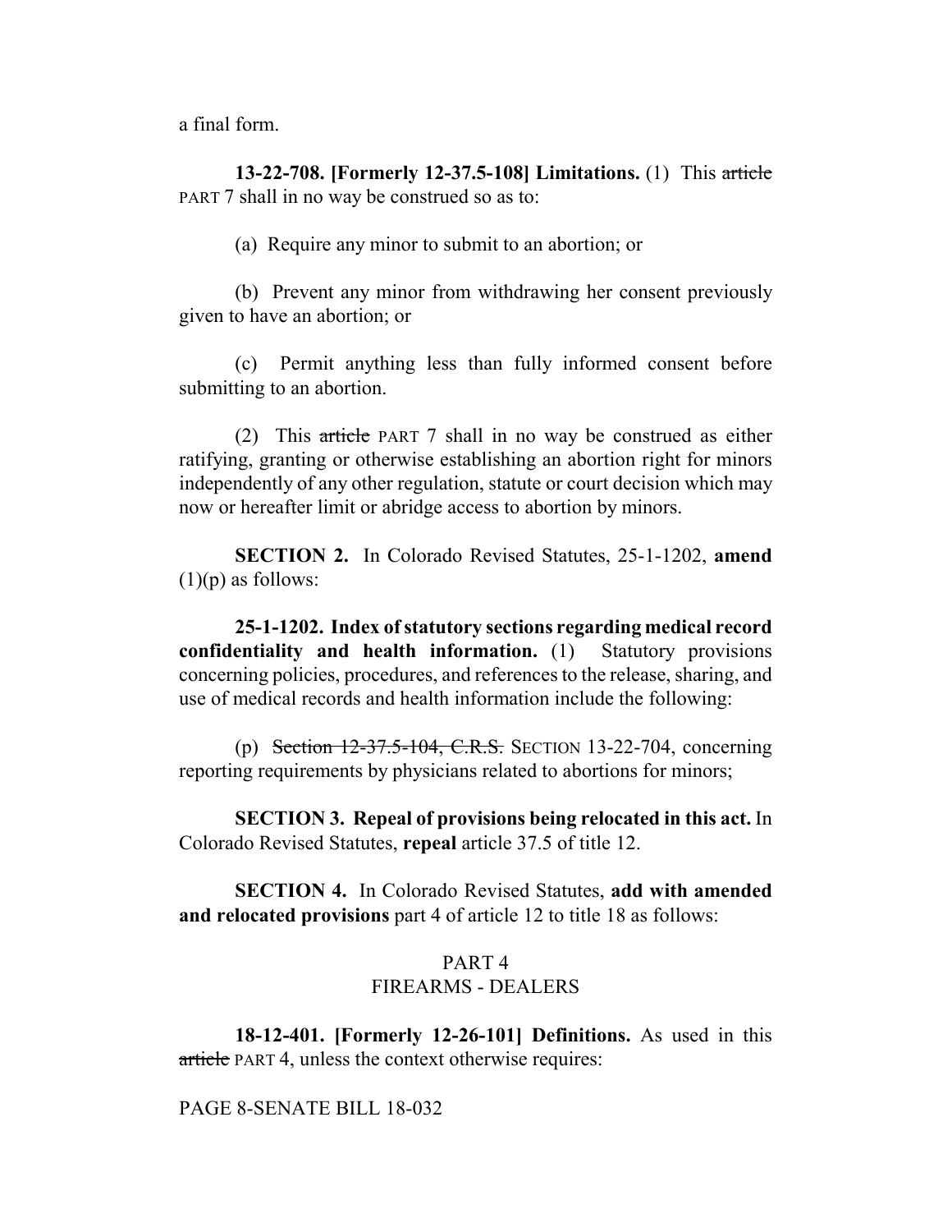a final form.

**13-22-708. [Formerly 12-37.5-108] Limitations.** (1) This ~~article~~ PART 7 shall in no way be construed so as to:

(a) Require any minor to submit to an abortion; or

(b) Prevent any minor from withdrawing her consent previously given to have an abortion; or

(c) Permit anything less than fully informed consent before submitting to an abortion.

(2) This ~~article~~ PART 7 shall in no way be construed as either ratifying, granting or otherwise establishing an abortion right for minors independently of any other regulation, statute or court decision which may now or hereafter limit or abridge access to abortion by minors.

**SECTION 2.** In Colorado Revised Statutes, 25-1-1202, **amend** (1)(p) as follows:

**25-1-1202. Index of statutory sections regarding medical record confidentiality and health information.** (1) Statutory provisions concerning policies, procedures, and references to the release, sharing, and use of medical records and health information include the following:

(p) ~~Section 12-37.5-104, C.R.S.~~ SECTION 13-22-704, concerning reporting requirements by physicians related to abortions for minors;

**SECTION 3. Repeal of provisions being relocated in this act.** In Colorado Revised Statutes, **repeal** article 37.5 of title 12.

**SECTION 4.** In Colorado Revised Statutes, **add with amended and relocated provisions** part 4 of article 12 to title 18 as follows:

PART 4
FIREARMS - DEALERS

**18-12-401. [Formerly 12-26-101] Definitions.** As used in this ~~article~~ PART 4, unless the context otherwise requires: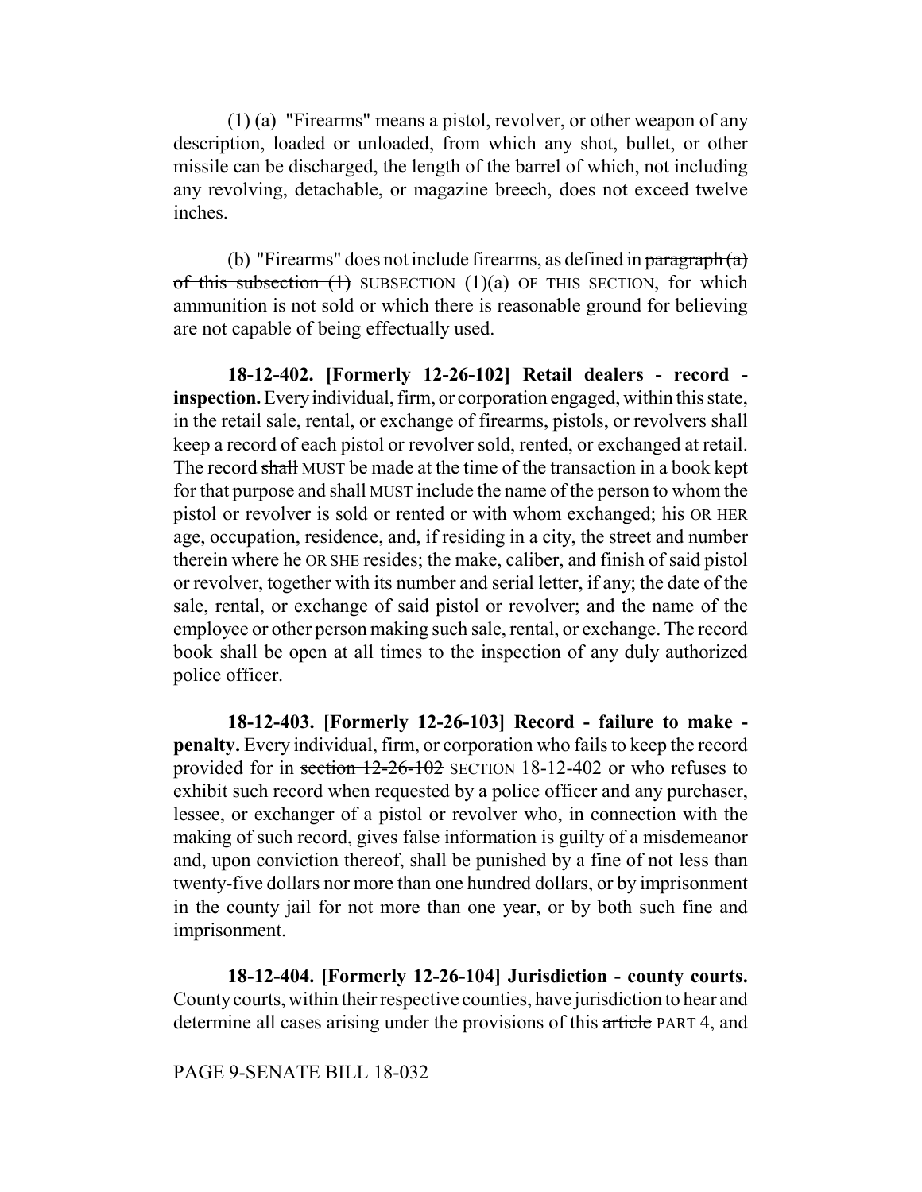(1) (a) "Firearms" means a pistol, revolver, or other weapon of any description, loaded or unloaded, from which any shot, bullet, or other missile can be discharged, the length of the barrel of which, not including any revolving, detachable, or magazine breech, does not exceed twelve inches.

(b) "Firearms" does not include firearms, as defined in ~~paragraph (a) of this subsection (1)~~ SUBSECTION (1)(a) OF THIS SECTION, for which ammunition is not sold or which there is reasonable ground for believing are not capable of being effectually used.

**18-12-402. [Formerly 12-26-102] Retail dealers - record - inspection.** Every individual, firm, or corporation engaged, within this state, in the retail sale, rental, or exchange of firearms, pistols, or revolvers shall keep a record of each pistol or revolver sold, rented, or exchanged at retail. The record ~~shall~~ MUST be made at the time of the transaction in a book kept for that purpose and ~~shall~~ MUST include the name of the person to whom the pistol or revolver is sold or rented or with whom exchanged; his OR HER age, occupation, residence, and, if residing in a city, the street and number therein where he OR SHE resides; the make, caliber, and finish of said pistol or revolver, together with its number and serial letter, if any; the date of the sale, rental, or exchange of said pistol or revolver; and the name of the employee or other person making such sale, rental, or exchange. The record book shall be open at all times to the inspection of any duly authorized police officer.

**18-12-403. [Formerly 12-26-103] Record - failure to make - penalty.** Every individual, firm, or corporation who fails to keep the record provided for in ~~section 12-26-102~~ SECTION 18-12-402 or who refuses to exhibit such record when requested by a police officer and any purchaser, lessee, or exchanger of a pistol or revolver who, in connection with the making of such record, gives false information is guilty of a misdemeanor and, upon conviction thereof, shall be punished by a fine of not less than twenty-five dollars nor more than one hundred dollars, or by imprisonment in the county jail for not more than one year, or by both such fine and imprisonment.

**18-12-404. [Formerly 12-26-104] Jurisdiction - county courts.** County courts, within their respective counties, have jurisdiction to hear and determine all cases arising under the provisions of this ~~article~~ PART 4, and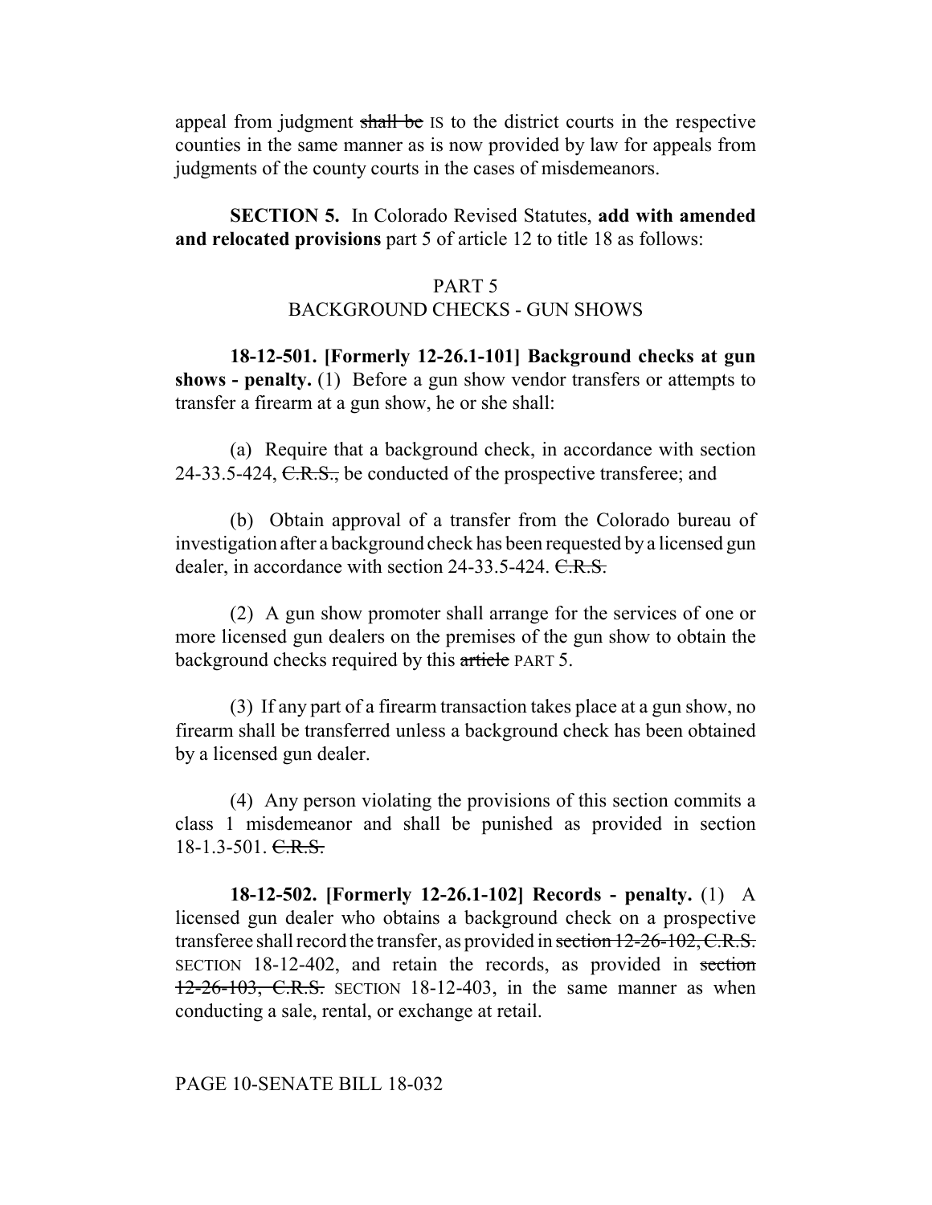appeal from judgment ~~shall be~~ IS to the district courts in the respective counties in the same manner as is now provided by law for appeals from judgments of the county courts in the cases of misdemeanors.

**SECTION 5.** In Colorado Revised Statutes, **add with amended and relocated provisions** part 5 of article 12 to title 18 as follows:

PART 5
BACKGROUND CHECKS - GUN SHOWS

**18-12-501. [Formerly 12-26.1-101] Background checks at gun shows - penalty.** (1) Before a gun show vendor transfers or attempts to transfer a firearm at a gun show, he or she shall:

(a) Require that a background check, in accordance with section 24-33.5-424, ~~C.R.S.,~~ be conducted of the prospective transferee; and

(b) Obtain approval of a transfer from the Colorado bureau of investigation after a background check has been requested by a licensed gun dealer, in accordance with section 24-33.5-424. ~~C.R.S.~~

(2) A gun show promoter shall arrange for the services of one or more licensed gun dealers on the premises of the gun show to obtain the background checks required by this ~~article~~ PART 5.

(3) If any part of a firearm transaction takes place at a gun show, no firearm shall be transferred unless a background check has been obtained by a licensed gun dealer.

(4) Any person violating the provisions of this section commits a class 1 misdemeanor and shall be punished as provided in section 18-1.3-501. ~~C.R.S.~~

**18-12-502. [Formerly 12-26.1-102] Records - penalty.** (1) A licensed gun dealer who obtains a background check on a prospective transferee shall record the transfer, as provided in ~~section 12-26-102, C.R.S.~~ SECTION 18-12-402, and retain the records, as provided in ~~section 12-26-103, C.R.S.~~ SECTION 18-12-403, in the same manner as when conducting a sale, rental, or exchange at retail.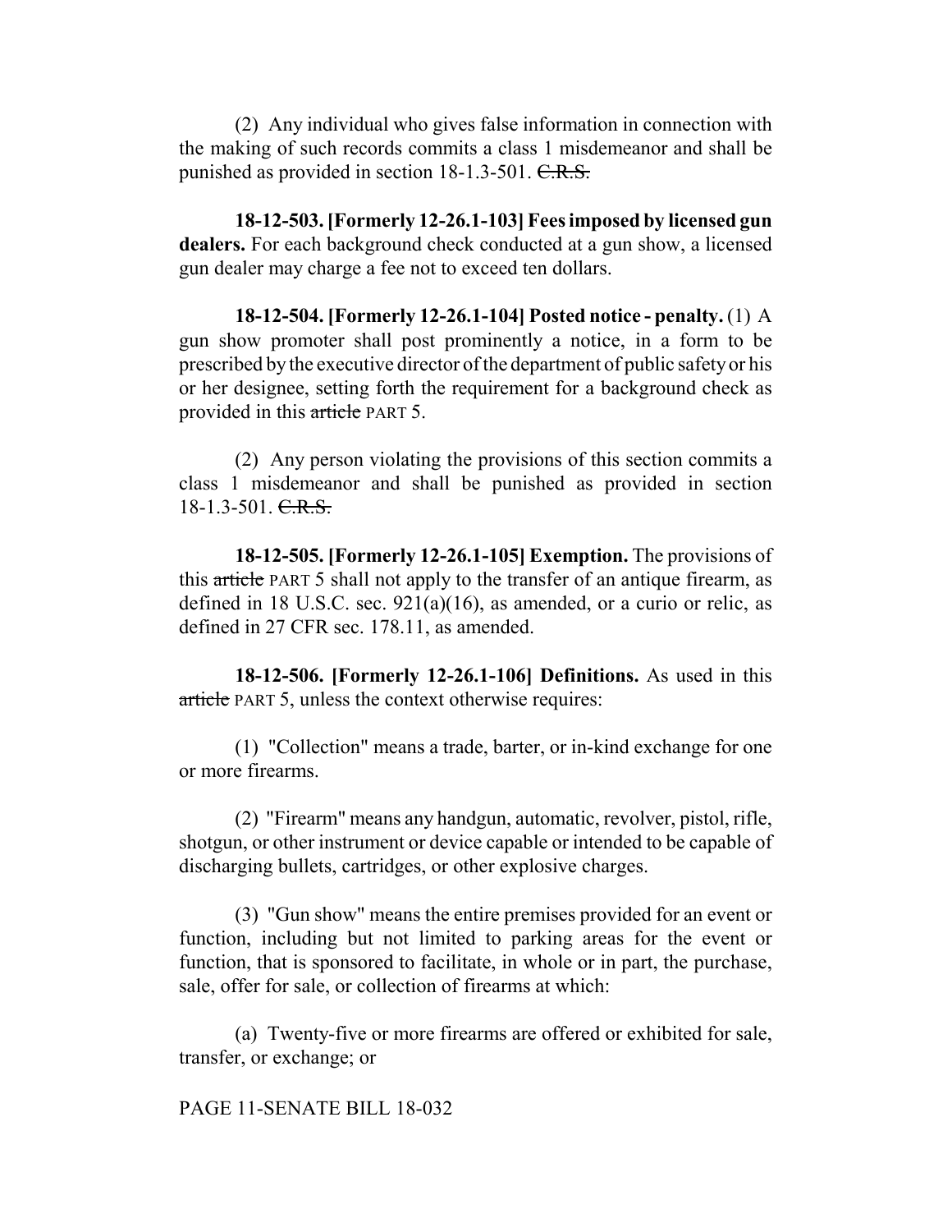(2) Any individual who gives false information in connection with the making of such records commits a class 1 misdemeanor and shall be punished as provided in section 18-1.3-501. ~~C.R.S.~~

**18-12-503. [Formerly 12-26.1-103] Fees imposed by licensed gun dealers.** For each background check conducted at a gun show, a licensed gun dealer may charge a fee not to exceed ten dollars.

**18-12-504. [Formerly 12-26.1-104] Posted notice - penalty.** (1) A gun show promoter shall post prominently a notice, in a form to be prescribed by the executive director of the department of public safety or his or her designee, setting forth the requirement for a background check as provided in this ~~article~~ PART 5.

(2) Any person violating the provisions of this section commits a class 1 misdemeanor and shall be punished as provided in section 18-1.3-501. ~~C.R.S.~~

**18-12-505. [Formerly 12-26.1-105] Exemption.** The provisions of this ~~article~~ PART 5 shall not apply to the transfer of an antique firearm, as defined in 18 U.S.C. sec. 921(a)(16), as amended, or a curio or relic, as defined in 27 CFR sec. 178.11, as amended.

**18-12-506. [Formerly 12-26.1-106] Definitions.** As used in this ~~article~~ PART 5, unless the context otherwise requires:

(1) "Collection" means a trade, barter, or in-kind exchange for one or more firearms.

(2) "Firearm" means any handgun, automatic, revolver, pistol, rifle, shotgun, or other instrument or device capable or intended to be capable of discharging bullets, cartridges, or other explosive charges.

(3) "Gun show" means the entire premises provided for an event or function, including but not limited to parking areas for the event or function, that is sponsored to facilitate, in whole or in part, the purchase, sale, offer for sale, or collection of firearms at which:

(a) Twenty-five or more firearms are offered or exhibited for sale, transfer, or exchange; or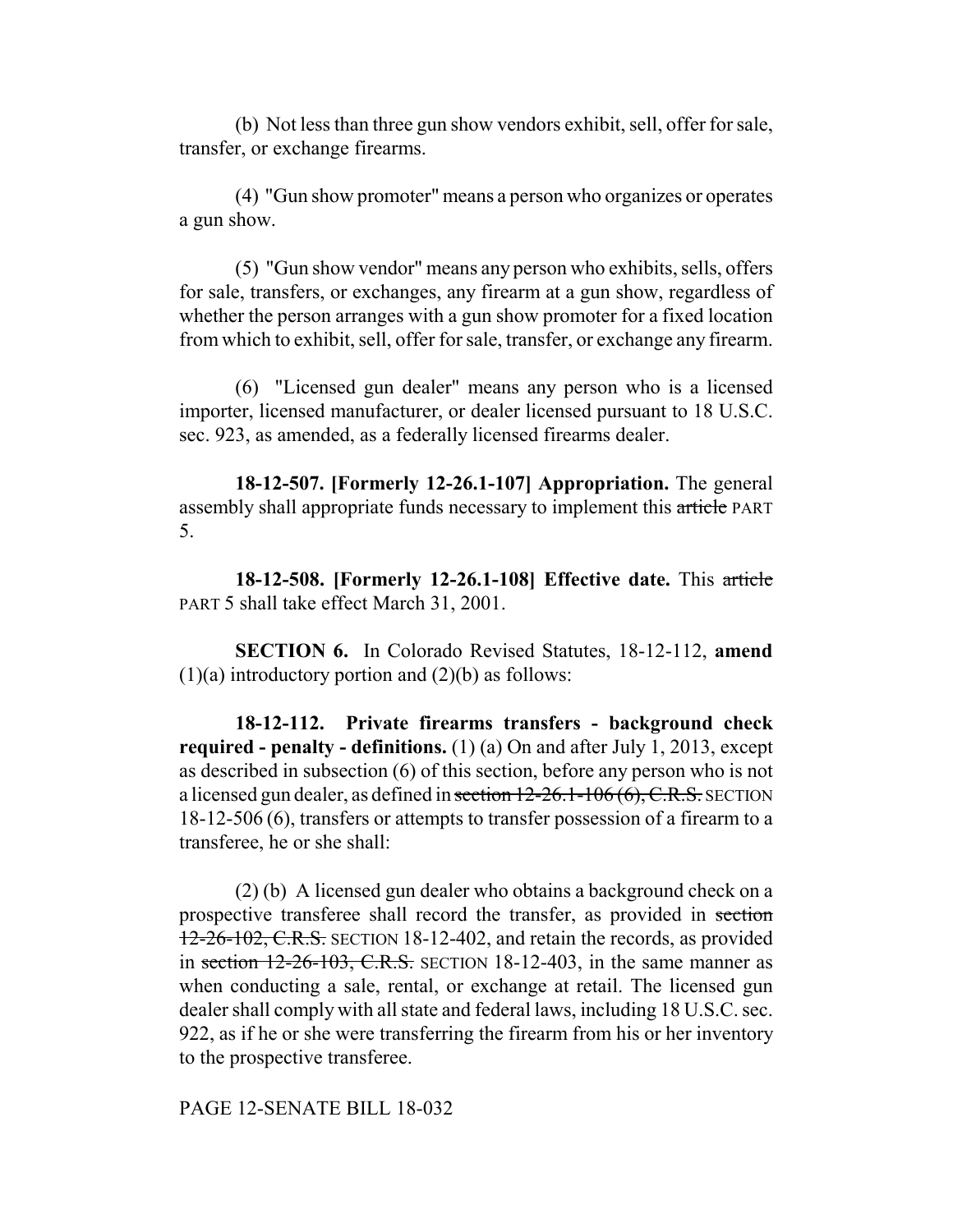(b) Not less than three gun show vendors exhibit, sell, offer for sale, transfer, or exchange firearms.

(4) "Gun show promoter" means a person who organizes or operates a gun show.

(5) "Gun show vendor" means any person who exhibits, sells, offers for sale, transfers, or exchanges, any firearm at a gun show, regardless of whether the person arranges with a gun show promoter for a fixed location from which to exhibit, sell, offer for sale, transfer, or exchange any firearm.

(6) "Licensed gun dealer" means any person who is a licensed importer, licensed manufacturer, or dealer licensed pursuant to 18 U.S.C. sec. 923, as amended, as a federally licensed firearms dealer.

**18-12-507. [Formerly 12-26.1-107] Appropriation.** The general assembly shall appropriate funds necessary to implement this ~~article~~ PART 5.

**18-12-508. [Formerly 12-26.1-108] Effective date.** This ~~article~~ PART 5 shall take effect March 31, 2001.

**SECTION 6.** In Colorado Revised Statutes, 18-12-112, **amend** (1)(a) introductory portion and (2)(b) as follows:

**18-12-112. Private firearms transfers - background check required - penalty - definitions.** (1) (a) On and after July 1, 2013, except as described in subsection (6) of this section, before any person who is not a licensed gun dealer, as defined in ~~section 12-26.1-106 (6), C.R.S.~~ SECTION 18-12-506 (6), transfers or attempts to transfer possession of a firearm to a transferee, he or she shall:

(2) (b) A licensed gun dealer who obtains a background check on a prospective transferee shall record the transfer, as provided in ~~section 12-26-102, C.R.S.~~ SECTION 18-12-402, and retain the records, as provided in ~~section 12-26-103, C.R.S.~~ SECTION 18-12-403, in the same manner as when conducting a sale, rental, or exchange at retail. The licensed gun dealer shall comply with all state and federal laws, including 18 U.S.C. sec. 922, as if he or she were transferring the firearm from his or her inventory to the prospective transferee.

PAGE 12-SENATE BILL 18-032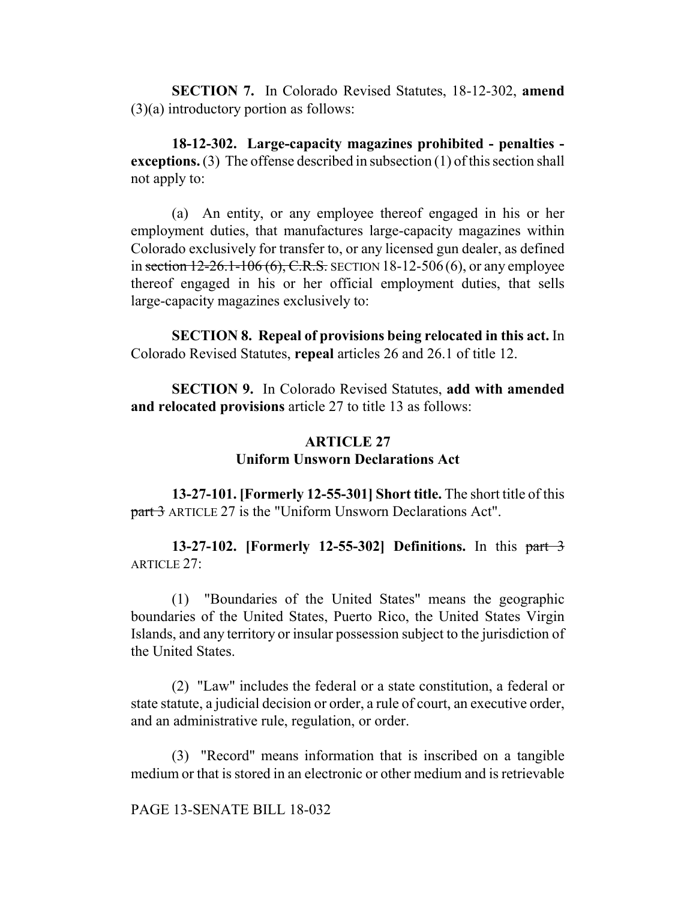**SECTION 7.** In Colorado Revised Statutes, 18-12-302, **amend** (3)(a) introductory portion as follows:

**18-12-302. Large-capacity magazines prohibited - penalties - exceptions.** (3) The offense described in subsection (1) of this section shall not apply to:

(a) An entity, or any employee thereof engaged in his or her employment duties, that manufactures large-capacity magazines within Colorado exclusively for transfer to, or any licensed gun dealer, as defined in ~~section 12-26.1-106 (6), C.R.S.~~ SECTION 18-12-506 (6), or any employee thereof engaged in his or her official employment duties, that sells large-capacity magazines exclusively to:

**SECTION 8. Repeal of provisions being relocated in this act.** In Colorado Revised Statutes, **repeal** articles 26 and 26.1 of title 12.

**SECTION 9.** In Colorado Revised Statutes, **add with amended and relocated provisions** article 27 to title 13 as follows:

**ARTICLE 27**
**Uniform Unsworn Declarations Act**

**13-27-101. [Formerly 12-55-301] Short title.** The short title of this ~~part 3~~ ARTICLE 27 is the "Uniform Unsworn Declarations Act".

**13-27-102. [Formerly 12-55-302] Definitions.** In this ~~part 3~~ ARTICLE 27:

(1) "Boundaries of the United States" means the geographic boundaries of the United States, Puerto Rico, the United States Virgin Islands, and any territory or insular possession subject to the jurisdiction of the United States.

(2) "Law" includes the federal or a state constitution, a federal or state statute, a judicial decision or order, a rule of court, an executive order, and an administrative rule, regulation, or order.

(3) "Record" means information that is inscribed on a tangible medium or that is stored in an electronic or other medium and is retrievable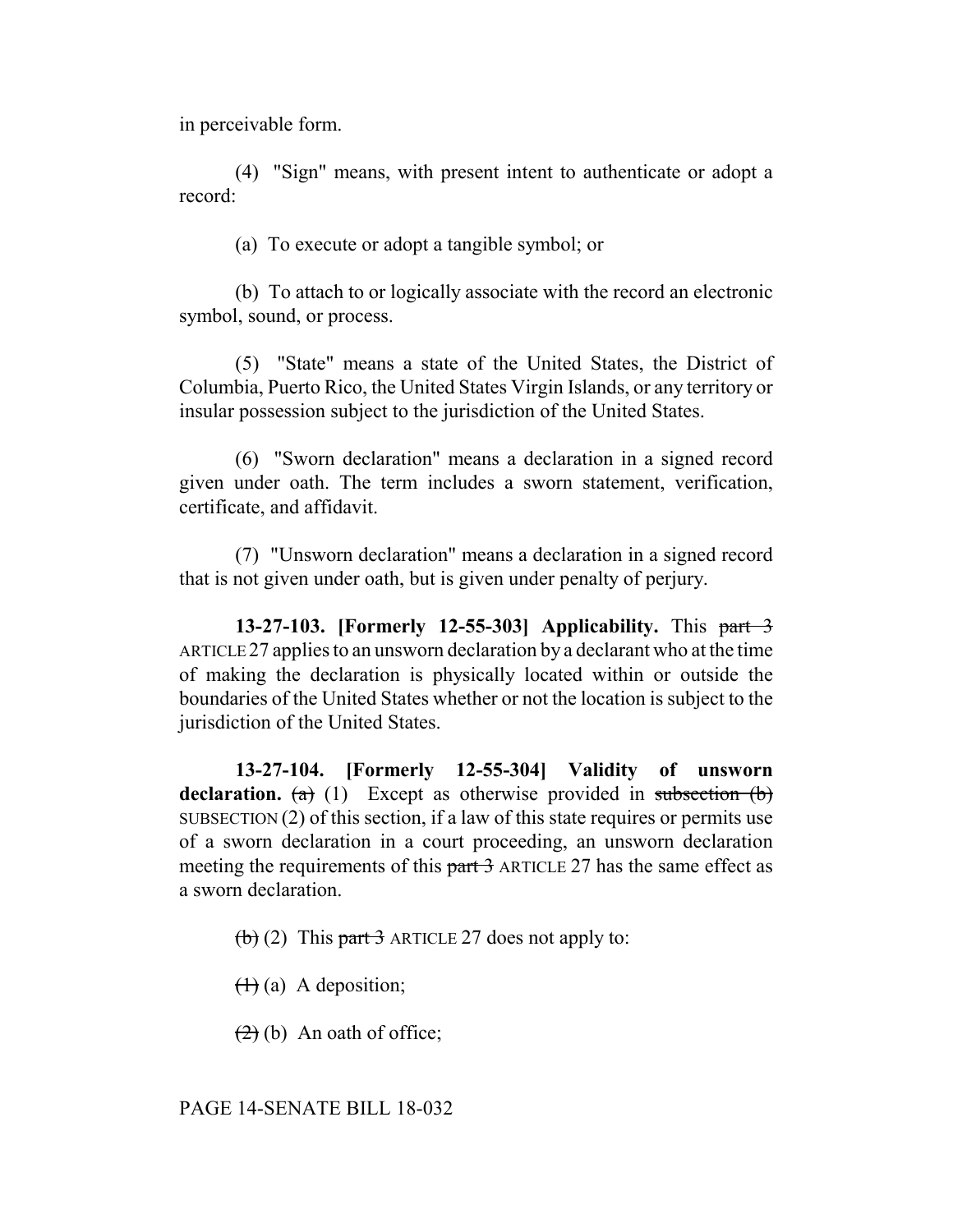in perceivable form.

(4) "Sign" means, with present intent to authenticate or adopt a record:

(a) To execute or adopt a tangible symbol; or

(b) To attach to or logically associate with the record an electronic symbol, sound, or process.

(5) "State" means a state of the United States, the District of Columbia, Puerto Rico, the United States Virgin Islands, or any territory or insular possession subject to the jurisdiction of the United States.

(6) "Sworn declaration" means a declaration in a signed record given under oath. The term includes a sworn statement, verification, certificate, and affidavit.

(7) "Unsworn declaration" means a declaration in a signed record that is not given under oath, but is given under penalty of perjury.

**13-27-103. [Formerly 12-55-303] Applicability.** This ~~part 3~~ ARTICLE 27 applies to an unsworn declaration by a declarant who at the time of making the declaration is physically located within or outside the boundaries of the United States whether or not the location is subject to the jurisdiction of the United States.

**13-27-104. [Formerly 12-55-304] Validity of unsworn declaration.** ~~(a)~~ (1) Except as otherwise provided in ~~subsection (b)~~ SUBSECTION (2) of this section, if a law of this state requires or permits use of a sworn declaration in a court proceeding, an unsworn declaration meeting the requirements of this ~~part 3~~ ARTICLE 27 has the same effect as a sworn declaration.

~~(b)~~ (2) This ~~part 3~~ ARTICLE 27 does not apply to:

~~(1)~~ (a) A deposition;

~~(2)~~ (b) An oath of office;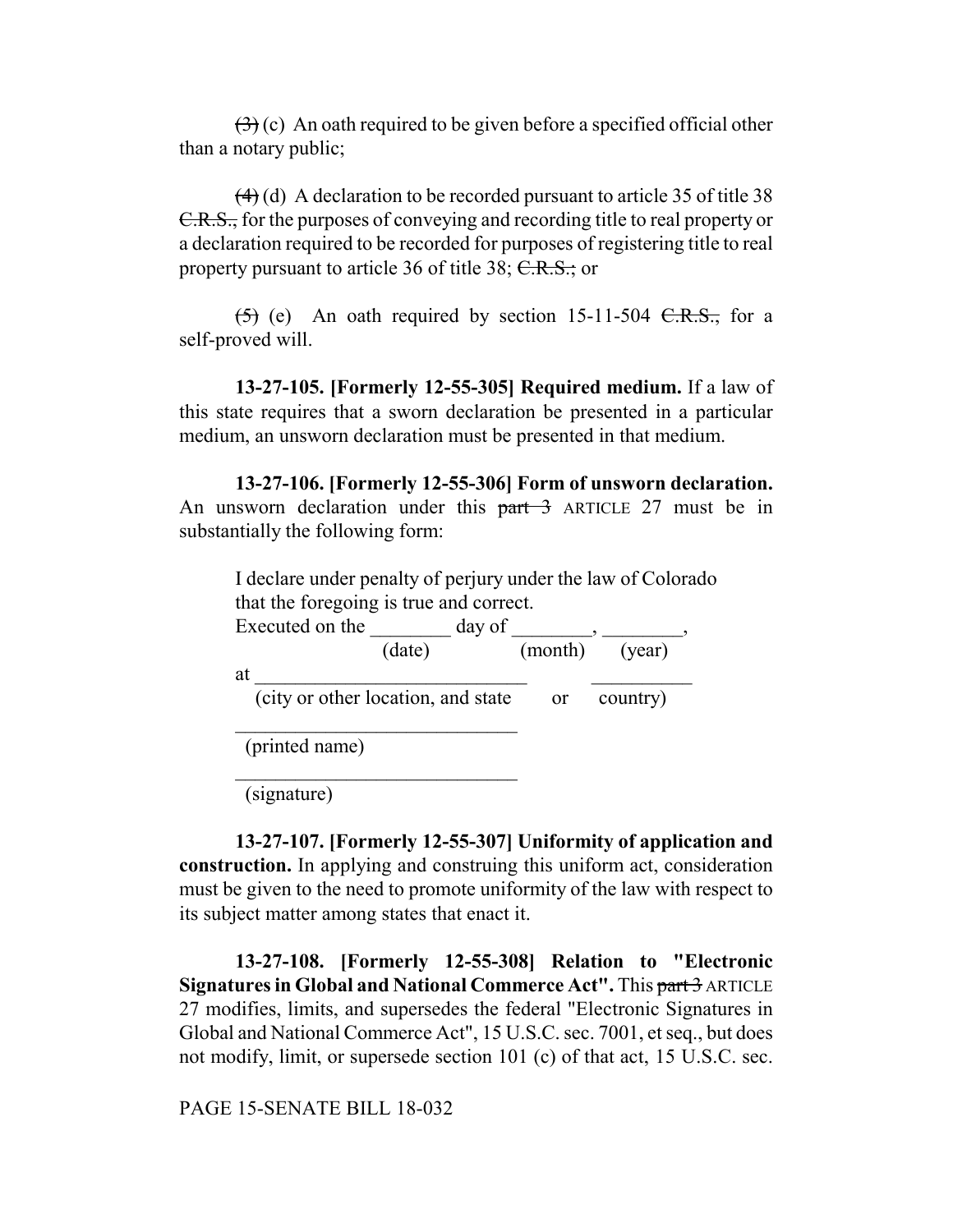~~(3)~~ (c) An oath required to be given before a specified official other than a notary public;

~~(4)~~ (d) A declaration to be recorded pursuant to article 35 of title 38 ~~C.R.S.,~~ for the purposes of conveying and recording title to real property or a declaration required to be recorded for purposes of registering title to real property pursuant to article 36 of title 38; ~~C.R.S.;~~ or

~~(5)~~ (e) An oath required by section 15-11-504 ~~C.R.S.,~~ for a self-proved will.

**13-27-105. [Formerly 12-55-305] Required medium.** If a law of this state requires that a sworn declaration be presented in a particular medium, an unsworn declaration must be presented in that medium.

**13-27-106. [Formerly 12-55-306] Form of unsworn declaration.** An unsworn declaration under this ~~part 3~~ ARTICLE 27 must be in substantially the following form:

> I declare under penalty of perjury under the law of Colorado that the foregoing is true and correct.
>
> Executed on the ________ day of ________, ________,
> (date) (month) (year)
>
> at ___________________________ __________
> (city or other location, and state or country)
>
> ____________________________
> (printed name)
>
> ____________________________
> (signature)

**13-27-107. [Formerly 12-55-307] Uniformity of application and construction.** In applying and construing this uniform act, consideration must be given to the need to promote uniformity of the law with respect to its subject matter among states that enact it.

**13-27-108. [Formerly 12-55-308] Relation to "Electronic Signatures in Global and National Commerce Act".** This ~~part 3~~ ARTICLE 27 modifies, limits, and supersedes the federal "Electronic Signatures in Global and National Commerce Act", 15 U.S.C. sec. 7001, et seq., but does not modify, limit, or supersede section 101 (c) of that act, 15 U.S.C. sec.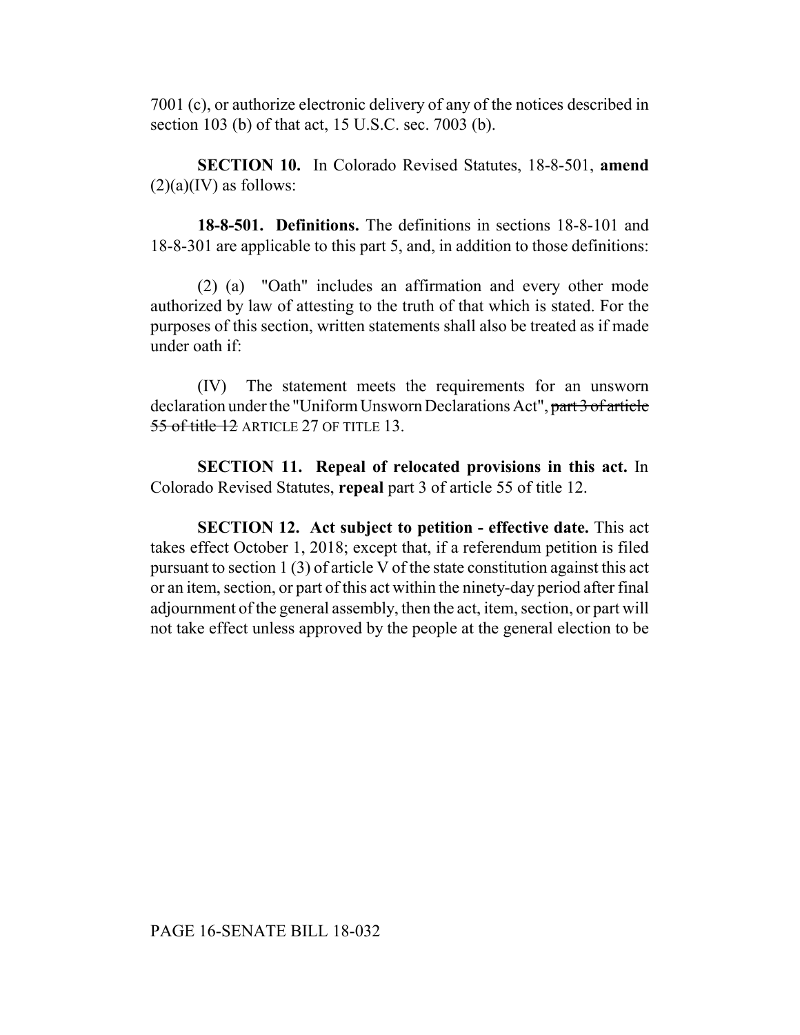7001 (c), or authorize electronic delivery of any of the notices described in section 103 (b) of that act, 15 U.S.C. sec. 7003 (b).

**SECTION 10.** In Colorado Revised Statutes, 18-8-501, **amend** (2)(a)(IV) as follows:

**18-8-501. Definitions.** The definitions in sections 18-8-101 and 18-8-301 are applicable to this part 5, and, in addition to those definitions:

(2) (a) "Oath" includes an affirmation and every other mode authorized by law of attesting to the truth of that which is stated. For the purposes of this section, written statements shall also be treated as if made under oath if:

(IV) The statement meets the requirements for an unsworn declaration under the "Uniform Unsworn Declarations Act", ~~part 3 of article 55 of title 12~~ ARTICLE 27 OF TITLE 13.

**SECTION 11. Repeal of relocated provisions in this act.** In Colorado Revised Statutes, **repeal** part 3 of article 55 of title 12.

**SECTION 12. Act subject to petition - effective date.** This act takes effect October 1, 2018; except that, if a referendum petition is filed pursuant to section 1 (3) of article V of the state constitution against this act or an item, section, or part of this act within the ninety-day period after final adjournment of the general assembly, then the act, item, section, or part will not take effect unless approved by the people at the general election to be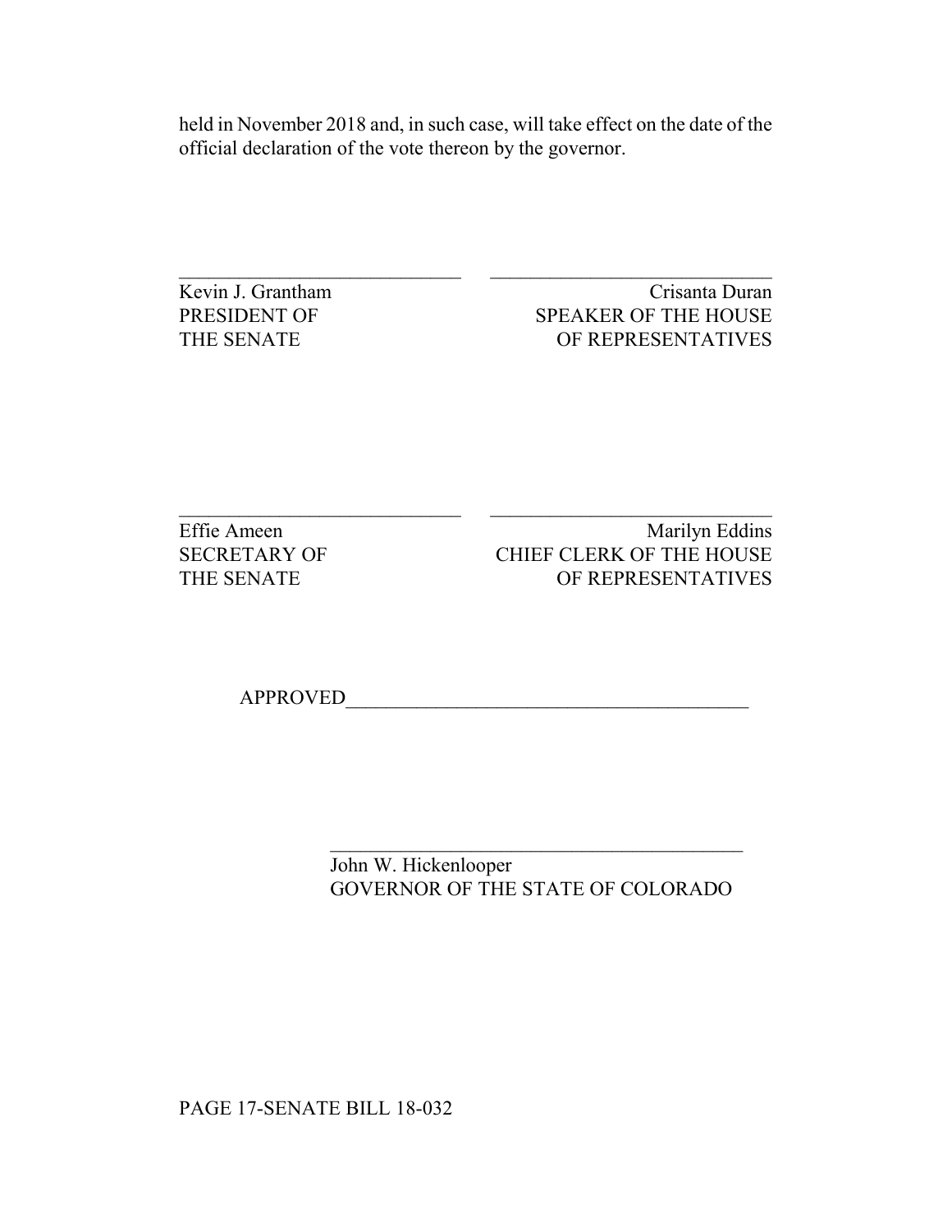held in November 2018 and, in such case, will take effect on the date of the official declaration of the vote thereon by the governor.

| | |
|---|---|
| \_\_\_\_\_\_\_\_\_\_\_\_\_\_\_\_\_\_\_\_\_\_\_\_\_\_\_\_ | \_\_\_\_\_\_\_\_\_\_\_\_\_\_\_\_\_\_\_\_\_\_\_\_\_\_\_\_ |
| Kevin J. Grantham<br>PRESIDENT OF<br>THE SENATE | Crisanta Duran<br>SPEAKER OF THE HOUSE<br>OF REPRESENTATIVES |
| \_\_\_\_\_\_\_\_\_\_\_\_\_\_\_\_\_\_\_\_\_\_\_\_\_\_\_\_ | \_\_\_\_\_\_\_\_\_\_\_\_\_\_\_\_\_\_\_\_\_\_\_\_\_\_\_\_ |
| Effie Ameen<br>SECRETARY OF<br>THE SENATE | Marilyn Eddins<br>CHIEF CLERK OF THE HOUSE<br>OF REPRESENTATIVES |

APPROVED\_\_\_\_\_\_\_\_\_\_\_\_\_\_\_\_\_\_\_\_\_\_\_\_\_\_\_\_\_\_\_\_\_\_\_\_\_\_\_\_

\_\_\_\_\_\_\_\_\_\_\_\_\_\_\_\_\_\_\_\_\_\_\_\_\_\_\_\_\_\_\_\_\_\_\_\_\_\_\_\_\_\_

John W. Hickenlooper
GOVERNOR OF THE STATE OF COLORADO

PAGE 17-SENATE BILL 18-032